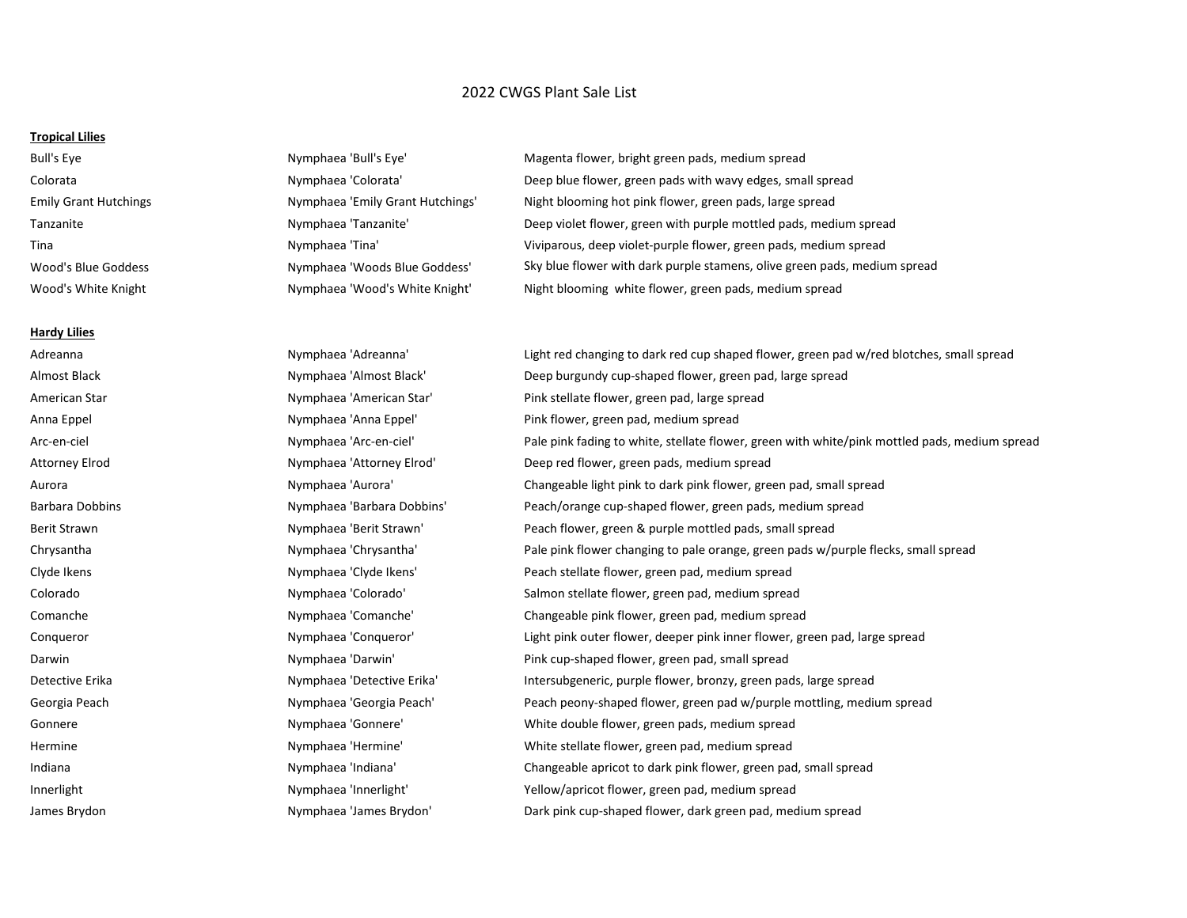# 2022 CWGS Plant Sale List

**Tropical Lilies**

| | | |
|---|---|---|
| Bull's Eye | Nymphaea 'Bull's Eye' | Magenta flower, bright green pads, medium spread |
| Colorata | Nymphaea 'Colorata' | Deep blue flower, green pads with wavy edges, small spread |
| Emily Grant Hutchings | Nymphaea 'Emily Grant Hutchings' | Night blooming hot pink flower, green pads, large spread |
| Tanzanite | Nymphaea 'Tanzanite' | Deep violet flower, green with purple mottled pads, medium spread |
| Tina | Nymphaea 'Tina' | Viviparous, deep violet-purple flower, green pads, medium spread |
| Wood's Blue Goddess | Nymphaea 'Woods Blue Goddess' | Sky blue flower with dark purple stamens, olive green pads, medium spread |
| Wood's White Knight | Nymphaea 'Wood's White Knight' | Night blooming white flower, green pads, medium spread |

**Hardy Lilies**

| | | |
|---|---|---|
| Adreanna | Nymphaea 'Adreanna' | Light red changing to dark red cup shaped flower, green pad w/red blotches, small spread |
| Almost Black | Nymphaea 'Almost Black' | Deep burgundy cup-shaped flower, green pad, large spread |
| American Star | Nymphaea 'American Star' | Pink stellate flower, green pad, large spread |
| Anna Eppel | Nymphaea 'Anna Eppel' | Pink flower, green pad, medium spread |
| Arc-en-ciel | Nymphaea 'Arc-en-ciel' | Pale pink fading to white, stellate flower, green with white/pink mottled pads, medium spread |
| Attorney Elrod | Nymphaea 'Attorney Elrod' | Deep red flower, green pads, medium spread |
| Aurora | Nymphaea 'Aurora' | Changeable light pink to dark pink flower, green pad, small spread |
| Barbara Dobbins | Nymphaea 'Barbara Dobbins' | Peach/orange cup-shaped flower, green pads, medium spread |
| Berit Strawn | Nymphaea 'Berit Strawn' | Peach flower, green & purple mottled pads, small spread |
| Chrysantha | Nymphaea 'Chrysantha' | Pale pink flower changing to pale orange, green pads w/purple flecks, small spread |
| Clyde Ikens | Nymphaea 'Clyde Ikens' | Peach stellate flower, green pad, medium spread |
| Colorado | Nymphaea 'Colorado' | Salmon stellate flower, green pad, medium spread |
| Comanche | Nymphaea 'Comanche' | Changeable pink flower, green pad, medium spread |
| Conqueror | Nymphaea 'Conqueror' | Light pink outer flower, deeper pink inner flower, green pad, large spread |
| Darwin | Nymphaea 'Darwin' | Pink cup-shaped flower, green pad, small spread |
| Detective Erika | Nymphaea 'Detective Erika' | Intersubgeneric, purple flower, bronzy, green pads, large spread |
| Georgia Peach | Nymphaea 'Georgia Peach' | Peach peony-shaped flower, green pad w/purple mottling, medium spread |
| Gonnere | Nymphaea 'Gonnere' | White double flower, green pads, medium spread |
| Hermine | Nymphaea 'Hermine' | White stellate flower, green pad, medium spread |
| Indiana | Nymphaea 'Indiana' | Changeable apricot to dark pink flower, green pad, small spread |
| Innerlight | Nymphaea 'Innerlight' | Yellow/apricot flower, green pad, medium spread |
| James Brydon | Nymphaea 'James Brydon' | Dark pink cup-shaped flower, dark green pad, medium spread |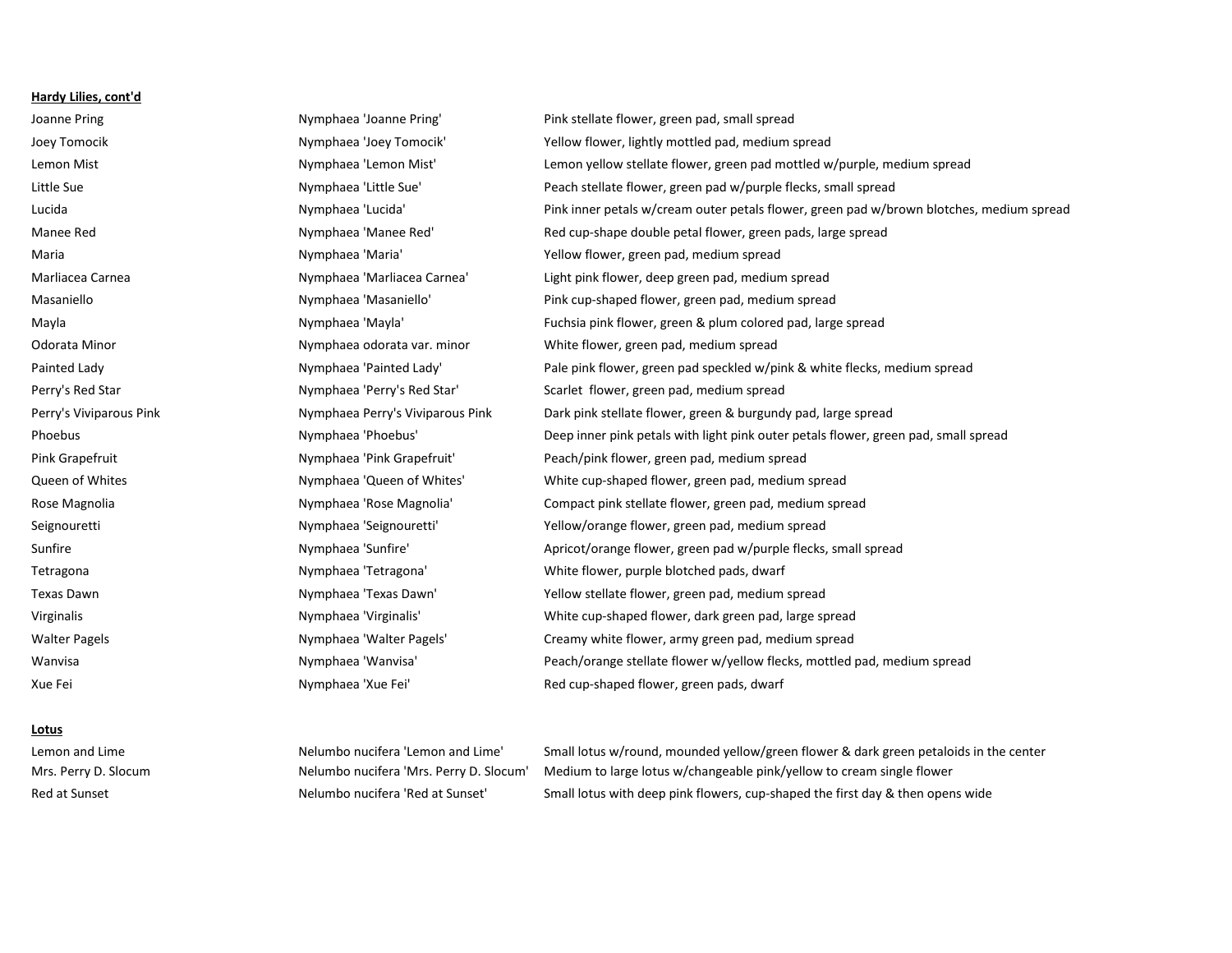**Hardy Lilies, cont'd**

| | | |
|---|---|---|
| Joanne Pring | Nymphaea 'Joanne Pring' | Pink stellate flower, green pad, small spread |
| Joey Tomocik | Nymphaea 'Joey Tomocik' | Yellow flower, lightly mottled pad, medium spread |
| Lemon Mist | Nymphaea 'Lemon Mist' | Lemon yellow stellate flower, green pad mottled w/purple, medium spread |
| Little Sue | Nymphaea 'Little Sue' | Peach stellate flower, green pad w/purple flecks, small spread |
| Lucida | Nymphaea 'Lucida' | Pink inner petals w/cream outer petals flower, green pad w/brown blotches, medium spread |
| Manee Red | Nymphaea 'Manee Red' | Red cup-shape double petal flower, green pads, large spread |
| Maria | Nymphaea 'Maria' | Yellow flower, green pad, medium spread |
| Marliacea Carnea | Nymphaea 'Marliacea Carnea' | Light pink flower, deep green pad, medium spread |
| Masaniello | Nymphaea 'Masaniello' | Pink cup-shaped flower, green pad, medium spread |
| Mayla | Nymphaea 'Mayla' | Fuchsia pink flower, green & plum colored pad, large spread |
| Odorata Minor | Nymphaea odorata var. minor | White flower, green pad, medium spread |
| Painted Lady | Nymphaea 'Painted Lady' | Pale pink flower, green pad speckled w/pink & white flecks, medium spread |
| Perry's Red Star | Nymphaea 'Perry's Red Star' | Scarlet flower, green pad, medium spread |
| Perry's Viviparous Pink | Nymphaea Perry's Viviparous Pink | Dark pink stellate flower, green & burgundy pad, large spread |
| Phoebus | Nymphaea 'Phoebus' | Deep inner pink petals with light pink outer petals flower, green pad, small spread |
| Pink Grapefruit | Nymphaea 'Pink Grapefruit' | Peach/pink flower, green pad, medium spread |
| Queen of Whites | Nymphaea 'Queen of Whites' | White cup-shaped flower, green pad, medium spread |
| Rose Magnolia | Nymphaea 'Rose Magnolia' | Compact pink stellate flower, green pad, medium spread |
| Seignouretti | Nymphaea 'Seignouretti' | Yellow/orange flower, green pad, medium spread |
| Sunfire | Nymphaea 'Sunfire' | Apricot/orange flower, green pad w/purple flecks, small spread |
| Tetragona | Nymphaea 'Tetragona' | White flower, purple blotched pads, dwarf |
| Texas Dawn | Nymphaea 'Texas Dawn' | Yellow stellate flower, green pad, medium spread |
| Virginalis | Nymphaea 'Virginalis' | White cup-shaped flower, dark green pad, large spread |
| Walter Pagels | Nymphaea 'Walter Pagels' | Creamy white flower, army green pad, medium spread |
| Wanvisa | Nymphaea 'Wanvisa' | Peach/orange stellate flower w/yellow flecks, mottled pad, medium spread |
| Xue Fei | Nymphaea 'Xue Fei' | Red cup-shaped flower, green pads, dwarf |

**Lotus**

| | | |
|---|---|---|
| Lemon and Lime | Nelumbo nucifera 'Lemon and Lime' | Small lotus w/round, mounded yellow/green flower & dark green petaloids in the center |
| Mrs. Perry D. Slocum | Nelumbo nucifera 'Mrs. Perry D. Slocum' | Medium to large lotus w/changeable pink/yellow to cream single flower |
| Red at Sunset | Nelumbo nucifera 'Red at Sunset' | Small lotus with deep pink flowers, cup-shaped the first day & then opens wide |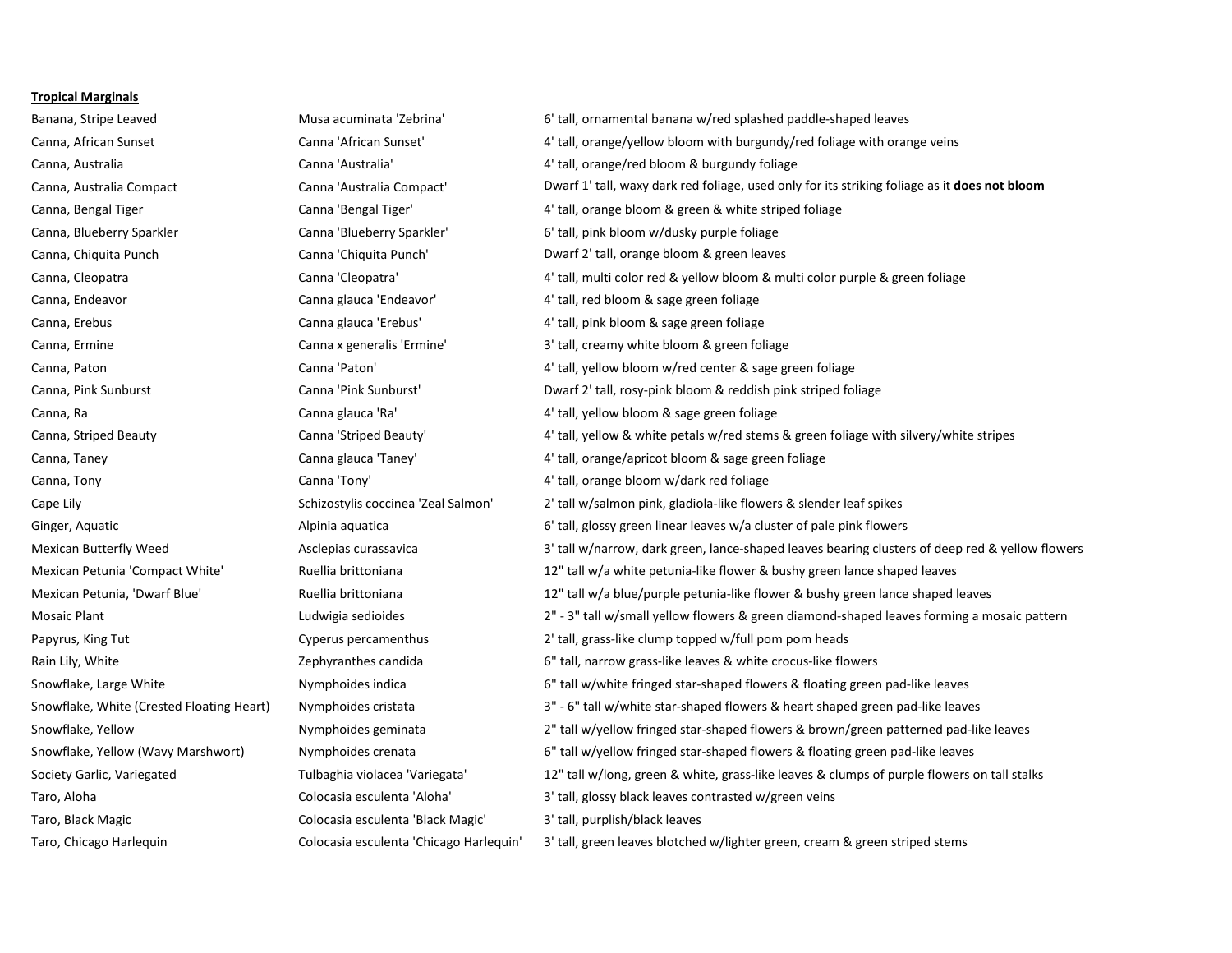**Tropical Marginals**

| | | |
|---|---|---|
| Banana, Stripe Leaved | Musa acuminata 'Zebrina' | 6' tall, ornamental banana w/red splashed paddle-shaped leaves |
| Canna, African Sunset | Canna 'African Sunset' | 4' tall, orange/yellow bloom with burgundy/red foliage with orange veins |
| Canna, Australia | Canna 'Australia' | 4' tall, orange/red bloom & burgundy foliage |
| Canna, Australia Compact | Canna 'Australia Compact' | Dwarf 1' tall, waxy dark red foliage, used only for its striking foliage as it **does not bloom** |
| Canna, Bengal Tiger | Canna 'Bengal Tiger' | 4' tall, orange bloom & green & white striped foliage |
| Canna, Blueberry Sparkler | Canna 'Blueberry Sparkler' | 6' tall, pink bloom w/dusky purple foliage |
| Canna, Chiquita Punch | Canna 'Chiquita Punch' | Dwarf 2' tall, orange bloom & green leaves |
| Canna, Cleopatra | Canna 'Cleopatra' | 4' tall, multi color red & yellow bloom & multi color purple & green foliage |
| Canna, Endeavor | Canna glauca 'Endeavor' | 4' tall, red bloom & sage green foliage |
| Canna, Erebus | Canna glauca 'Erebus' | 4' tall, pink bloom & sage green foliage |
| Canna, Ermine | Canna x generalis 'Ermine' | 3' tall, creamy white bloom & green foliage |
| Canna, Paton | Canna 'Paton' | 4' tall, yellow bloom w/red center & sage green foliage |
| Canna, Pink Sunburst | Canna 'Pink Sunburst' | Dwarf 2' tall, rosy-pink bloom & reddish pink striped foliage |
| Canna, Ra | Canna glauca 'Ra' | 4' tall, yellow bloom & sage green foliage |
| Canna, Striped Beauty | Canna 'Striped Beauty' | 4' tall, yellow & white petals w/red stems & green foliage with silvery/white stripes |
| Canna, Taney | Canna glauca 'Taney' | 4' tall, orange/apricot bloom & sage green foliage |
| Canna, Tony | Canna 'Tony' | 4' tall, orange bloom w/dark red foliage |
| Cape Lily | Schizostylis coccinea 'Zeal Salmon' | 2' tall w/salmon pink, gladiola-like flowers & slender leaf spikes |
| Ginger, Aquatic | Alpinia aquatica | 6' tall, glossy green linear leaves w/a cluster of pale pink flowers |
| Mexican Butterfly Weed | Asclepias curassavica | 3' tall w/narrow, dark green, lance-shaped leaves bearing clusters of deep red & yellow flowers |
| Mexican Petunia 'Compact White' | Ruellia brittoniana | 12" tall w/a white petunia-like flower & bushy green lance shaped leaves |
| Mexican Petunia, 'Dwarf Blue' | Ruellia brittoniana | 12" tall w/a blue/purple petunia-like flower & bushy green lance shaped leaves |
| Mosaic Plant | Ludwigia sedioides | 2" - 3" tall w/small yellow flowers & green diamond-shaped leaves forming a mosaic pattern |
| Papyrus, King Tut | Cyperus percamenthus | 2' tall, grass-like clump topped w/full pom pom heads |
| Rain Lily, White | Zephyranthes candida | 6" tall, narrow grass-like leaves & white crocus-like flowers |
| Snowflake, Large White | Nymphoides indica | 6" tall w/white fringed star-shaped flowers & floating green pad-like leaves |
| Snowflake, White (Crested Floating Heart) | Nymphoides cristata | 3" - 6" tall w/white star-shaped flowers & heart shaped green pad-like leaves |
| Snowflake, Yellow | Nymphoides geminata | 2" tall w/yellow fringed star-shaped flowers & brown/green patterned pad-like leaves |
| Snowflake, Yellow (Wavy Marshwort) | Nymphoides crenata | 6" tall w/yellow fringed star-shaped flowers & floating green pad-like leaves |
| Society Garlic, Variegated | Tulbaghia violacea 'Variegata' | 12" tall w/long, green & white, grass-like leaves & clumps of purple flowers on tall stalks |
| Taro, Aloha | Colocasia esculenta 'Aloha' | 3' tall, glossy black leaves contrasted w/green veins |
| Taro, Black Magic | Colocasia esculenta 'Black Magic' | 3' tall, purplish/black leaves |
| Taro, Chicago Harlequin | Colocasia esculenta 'Chicago Harlequin' | 3' tall, green leaves blotched w/lighter green, cream & green striped stems |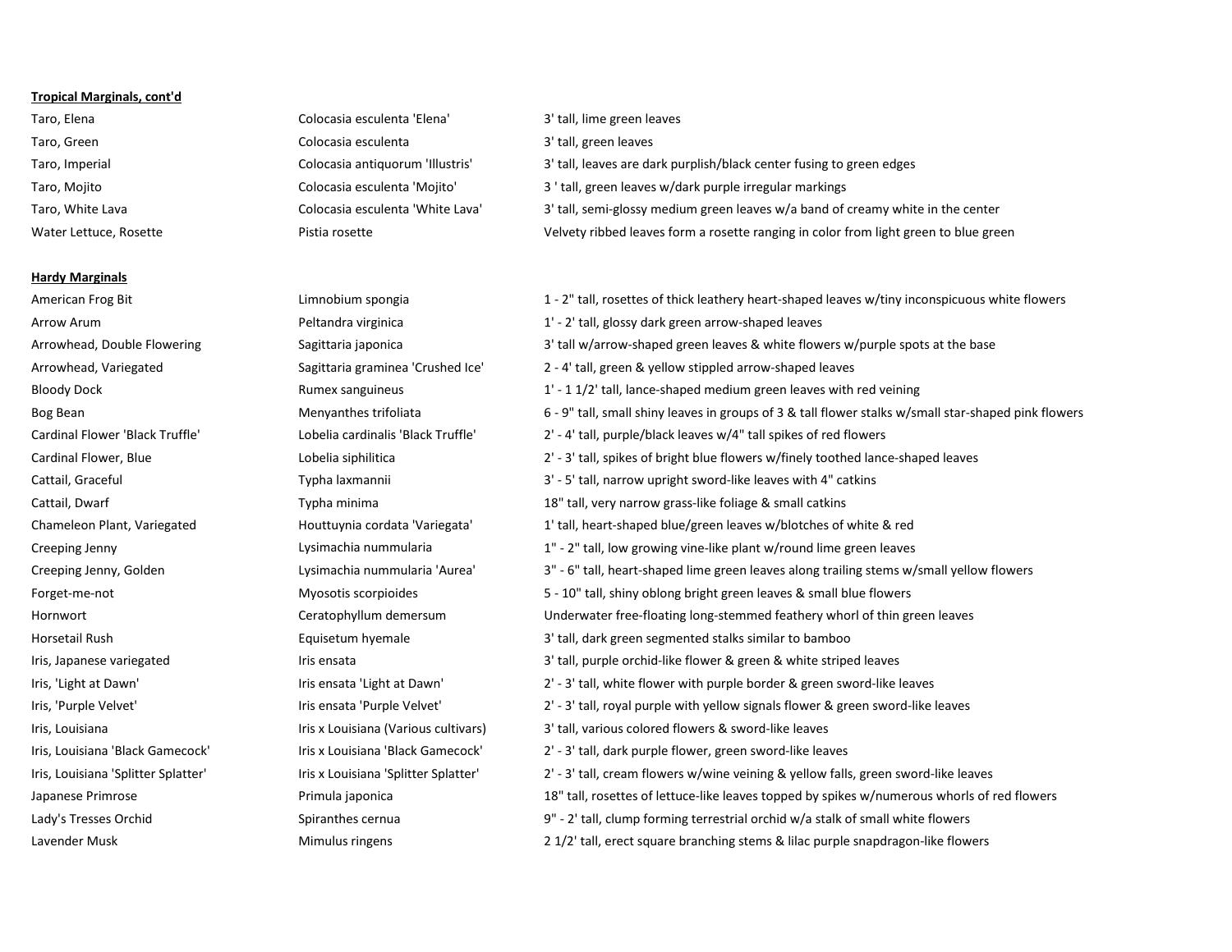**Tropical Marginals, cont'd**

| | | |
|---|---|---|
| Taro, Elena | Colocasia esculenta 'Elena' | 3' tall, lime green leaves |
| Taro, Green | Colocasia esculenta | 3' tall, green leaves |
| Taro, Imperial | Colocasia antiquorum 'Illustris' | 3' tall, leaves are dark purplish/black center fusing to green edges |
| Taro, Mojito | Colocasia esculenta 'Mojito' | 3 ' tall, green leaves w/dark purple irregular markings |
| Taro, White Lava | Colocasia esculenta 'White Lava' | 3' tall, semi-glossy medium green leaves w/a band of creamy white in the center |
| Water Lettuce, Rosette | Pistia rosette | Velvety ribbed leaves form a rosette ranging in color from light green to blue green |

**Hardy Marginals**

| | | |
|---|---|---|
| American Frog Bit | Limnobium spongia | 1 - 2" tall, rosettes of thick leathery heart-shaped leaves w/tiny inconspicuous white flowers |
| Arrow Arum | Peltandra virginica | 1' - 2' tall, glossy dark green arrow-shaped leaves |
| Arrowhead, Double Flowering | Sagittaria japonica | 3' tall w/arrow-shaped green leaves & white flowers w/purple spots at the base |
| Arrowhead, Variegated | Sagittaria graminea 'Crushed Ice' | 2 - 4' tall, green & yellow stippled arrow-shaped leaves |
| Bloody Dock | Rumex sanguineus | 1' - 1 1/2' tall, lance-shaped medium green leaves with red veining |
| Bog Bean | Menyanthes trifoliata | 6 - 9" tall, small shiny leaves in groups of 3 & tall flower stalks w/small star-shaped pink flowers |
| Cardinal Flower 'Black Truffle' | Lobelia cardinalis 'Black Truffle' | 2' - 4' tall, purple/black leaves w/4" tall spikes of red flowers |
| Cardinal Flower, Blue | Lobelia siphilitica | 2' - 3' tall, spikes of bright blue flowers w/finely toothed lance-shaped leaves |
| Cattail, Graceful | Typha laxmannii | 3' - 5' tall, narrow upright sword-like leaves with 4" catkins |
| Cattail, Dwarf | Typha minima | 18" tall, very narrow grass-like foliage & small catkins |
| Chameleon Plant, Variegated | Houttuynia cordata 'Variegata' | 1' tall, heart-shaped blue/green leaves w/blotches of white & red |
| Creeping Jenny | Lysimachia nummularia | 1" - 2" tall, low growing vine-like plant w/round lime green leaves |
| Creeping Jenny, Golden | Lysimachia nummularia 'Aurea' | 3" - 6" tall, heart-shaped lime green leaves along trailing stems w/small yellow flowers |
| Forget-me-not | Myosotis scorpioides | 5 - 10" tall, shiny oblong bright green leaves & small blue flowers |
| Hornwort | Ceratophyllum demersum | Underwater free-floating long-stemmed feathery whorl of thin green leaves |
| Horsetail Rush | Equisetum hyemale | 3' tall, dark green segmented stalks similar to bamboo |
| Iris, Japanese variegated | Iris ensata | 3' tall, purple orchid-like flower & green & white striped leaves |
| Iris, 'Light at Dawn' | Iris ensata 'Light at Dawn' | 2' - 3' tall, white flower with purple border & green sword-like leaves |
| Iris, 'Purple Velvet' | Iris ensata 'Purple Velvet' | 2' - 3' tall, royal purple with yellow signals flower & green sword-like leaves |
| Iris, Louisiana | Iris x Louisiana (Various cultivars) | 3' tall, various colored flowers & sword-like leaves |
| Iris, Louisiana 'Black Gamecock' | Iris x Louisiana 'Black Gamecock' | 2' - 3' tall, dark purple flower, green sword-like leaves |
| Iris, Louisiana 'Splitter Splatter' | Iris x Louisiana 'Splitter Splatter' | 2' - 3' tall, cream flowers w/wine veining & yellow falls, green sword-like leaves |
| Japanese Primrose | Primula japonica | 18" tall, rosettes of lettuce-like leaves topped by spikes w/numerous whorls of red flowers |
| Lady's Tresses Orchid | Spiranthes cernua | 9" - 2' tall, clump forming terrestrial orchid w/a stalk of small white flowers |
| Lavender Musk | Mimulus ringens | 2 1/2' tall, erect square branching stems & lilac purple snapdragon-like flowers |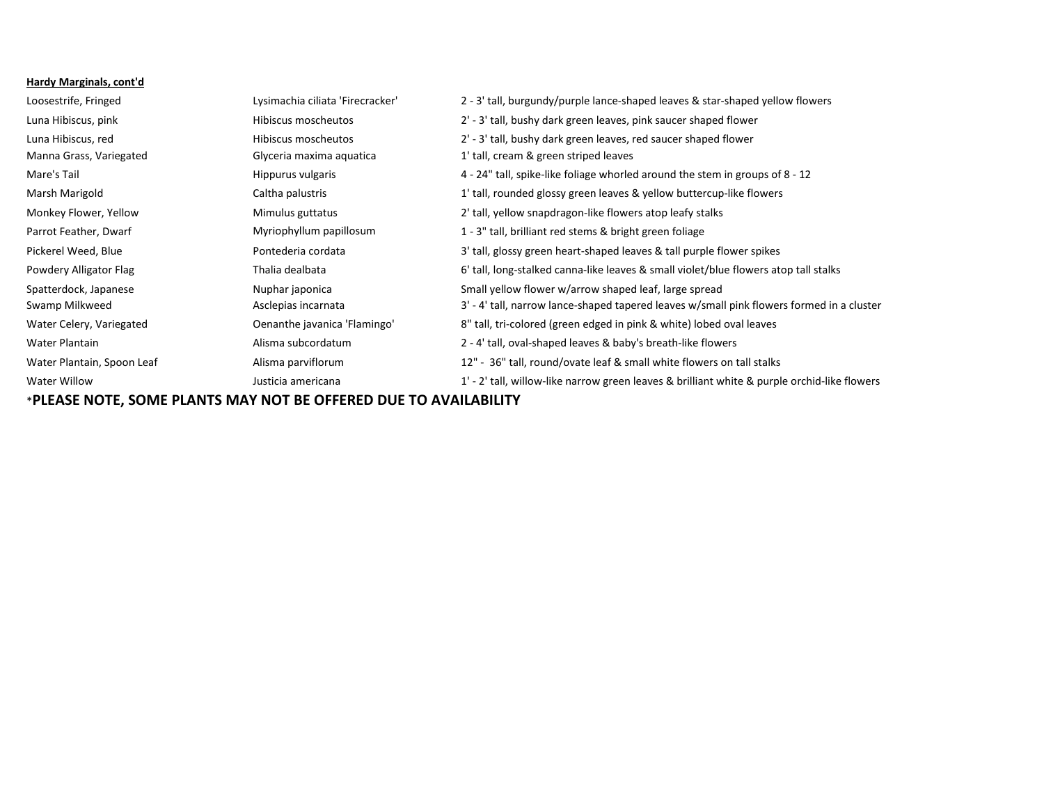**Hardy Marginals, cont'd**

| | | |
|---|---|---|
| Loosestrife, Fringed | Lysimachia ciliata 'Firecracker' | 2 - 3' tall, burgundy/purple lance-shaped leaves & star-shaped yellow flowers |
| Luna Hibiscus, pink | Hibiscus moscheutos | 2' - 3' tall, bushy dark green leaves, pink saucer shaped flower |
| Luna Hibiscus, red | Hibiscus moscheutos | 2' - 3' tall, bushy dark green leaves, red saucer shaped flower |
| Manna Grass, Variegated | Glyceria maxima aquatica | 1' tall, cream & green striped leaves |
| Mare's Tail | Hippurus vulgaris | 4 - 24" tall, spike-like foliage whorled around the stem in groups of 8 - 12 |
| Marsh Marigold | Caltha palustris | 1' tall, rounded glossy green leaves & yellow buttercup-like flowers |
| Monkey Flower, Yellow | Mimulus guttatus | 2' tall, yellow snapdragon-like flowers atop leafy stalks |
| Parrot Feather, Dwarf | Myriophyllum papillosum | 1 - 3" tall, brilliant red stems & bright green foliage |
| Pickerel Weed, Blue | Pontederia cordata | 3' tall, glossy green heart-shaped leaves & tall purple flower spikes |
| Powdery Alligator Flag | Thalia dealbata | 6' tall, long-stalked canna-like leaves & small violet/blue flowers atop tall stalks |
| Spatterdock, Japanese | Nuphar japonica | Small yellow flower w/arrow shaped leaf, large spread |
| Swamp Milkweed | Asclepias incarnata | 3' - 4' tall, narrow lance-shaped tapered leaves w/small pink flowers formed in a cluster |
| Water Celery, Variegated | Oenanthe javanica 'Flamingo' | 8" tall, tri-colored (green edged in pink & white) lobed oval leaves |
| Water Plantain | Alisma subcordatum | 2 - 4' tall, oval-shaped leaves & baby's breath-like flowers |
| Water Plantain, Spoon Leaf | Alisma parviflorum | 12" - 36" tall, round/ovate leaf & small white flowers on tall stalks |
| Water Willow | Justicia americana | 1' - 2' tall, willow-like narrow green leaves & brilliant white & purple orchid-like flowers |

*__PLEASE NOTE, SOME PLANTS MAY NOT BE OFFERED DUE TO AVAILABILITY__